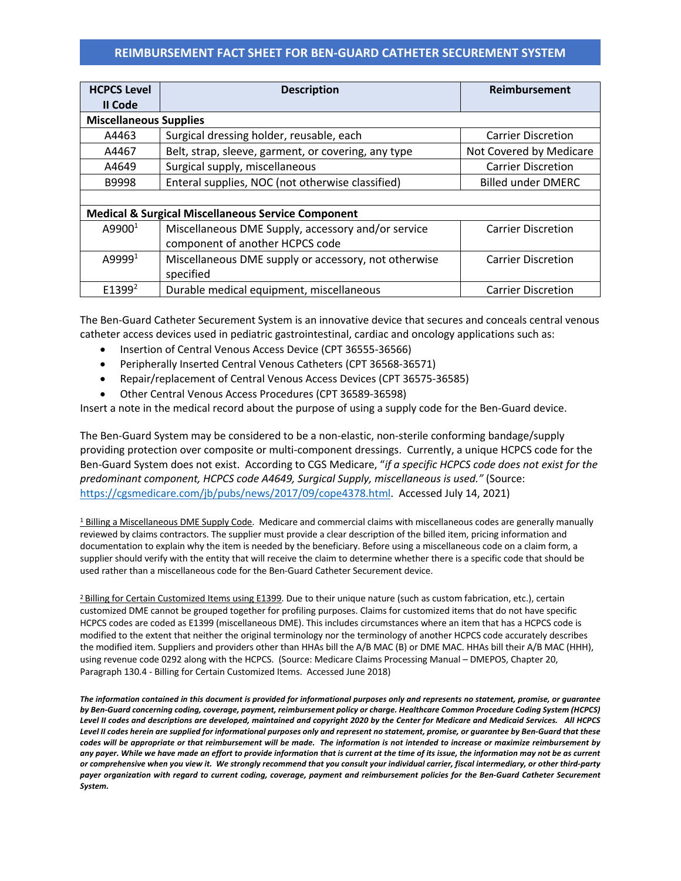# REIMBURSEMENT FACT SHEET FOR BEN-GUARD CATHETER SECUREMENT SYSTEM

| HCPCS Level II Code | Description | Reimbursement |
|---|---|---|
| **Miscellaneous Supplies** | | |
| A4463 | Surgical dressing holder, reusable, each | Carrier Discretion |
| A4467 | Belt, strap, sleeve, garment, or covering, any type | Not Covered by Medicare |
| A4649 | Surgical supply, miscellaneous | Carrier Discretion |
| B9998 | Enteral supplies, NOC (not otherwise classified) | Billed under DMERC |
| | | |
| **Medical & Surgical Miscellaneous Service Component** | | |
| A9900[1] | Miscellaneous DME Supply, accessory and/or service component of another HCPCS code | Carrier Discretion |
| A9999[1] | Miscellaneous DME supply or accessory, not otherwise specified | Carrier Discretion |
| E1399[2] | Durable medical equipment, miscellaneous | Carrier Discretion |

The Ben-Guard Catheter Securement System is an innovative device that secures and conceals central venous catheter access devices used in pediatric gastrointestinal, cardiac and oncology applications such as:

- Insertion of Central Venous Access Device (CPT 36555-36566)
- Peripherally Inserted Central Venous Catheters (CPT 36568-36571)
- Repair/replacement of Central Venous Access Devices (CPT 36575-36585)
- Other Central Venous Access Procedures (CPT 36589-36598)

Insert a note in the medical record about the purpose of using a supply code for the Ben-Guard device.

The Ben-Guard System may be considered to be a non-elastic, non-sterile conforming bandage/supply providing protection over composite or multi-component dressings. Currently, a unique HCPCS code for the Ben-Guard System does not exist. According to CGS Medicare, "*if a specific HCPCS code does not exist for the predominant component, HCPCS code A4649, Surgical Supply, miscellaneous is used.*" (Source: https://cgsmedicare.com/jb/pubs/news/2017/09/cope4378.html. Accessed July 14, 2021)

[1] Billing a Miscellaneous DME Supply Code. Medicare and commercial claims with miscellaneous codes are generally manually reviewed by claims contractors. The supplier must provide a clear description of the billed item, pricing information and documentation to explain why the item is needed by the beneficiary. Before using a miscellaneous code on a claim form, a supplier should verify with the entity that will receive the claim to determine whether there is a specific code that should be used rather than a miscellaneous code for the Ben-Guard Catheter Securement device.

[2] Billing for Certain Customized Items using E1399. Due to their unique nature (such as custom fabrication, etc.), certain customized DME cannot be grouped together for profiling purposes. Claims for customized items that do not have specific HCPCS codes are coded as E1399 (miscellaneous DME). This includes circumstances where an item that has a HCPCS code is modified to the extent that neither the original terminology nor the terminology of another HCPCS code accurately describes the modified item. Suppliers and providers other than HHAs bill the A/B MAC (B) or DME MAC. HHAs bill their A/B MAC (HHH), using revenue code 0292 along with the HCPCS. (Source: Medicare Claims Processing Manual – DMEPOS, Chapter 20, Paragraph 130.4 - Billing for Certain Customized Items. Accessed June 2018)

***The information contained in this document is provided for informational purposes only and represents no statement, promise, or guarantee by Ben-Guard concerning coding, coverage, payment, reimbursement policy or charge. Healthcare Common Procedure Coding System (HCPCS) Level II codes and descriptions are developed, maintained and copyright 2020 by the Center for Medicare and Medicaid Services. All HCPCS Level II codes herein are supplied for informational purposes only and represent no statement, promise, or guarantee by Ben-Guard that these codes will be appropriate or that reimbursement will be made. The information is not intended to increase or maximize reimbursement by any payer. While we have made an effort to provide information that is current at the time of its issue, the information may not be as current or comprehensive when you view it. We strongly recommend that you consult your individual carrier, fiscal intermediary, or other third-party payer organization with regard to current coding, coverage, payment and reimbursement policies for the Ben-Guard Catheter Securement System.***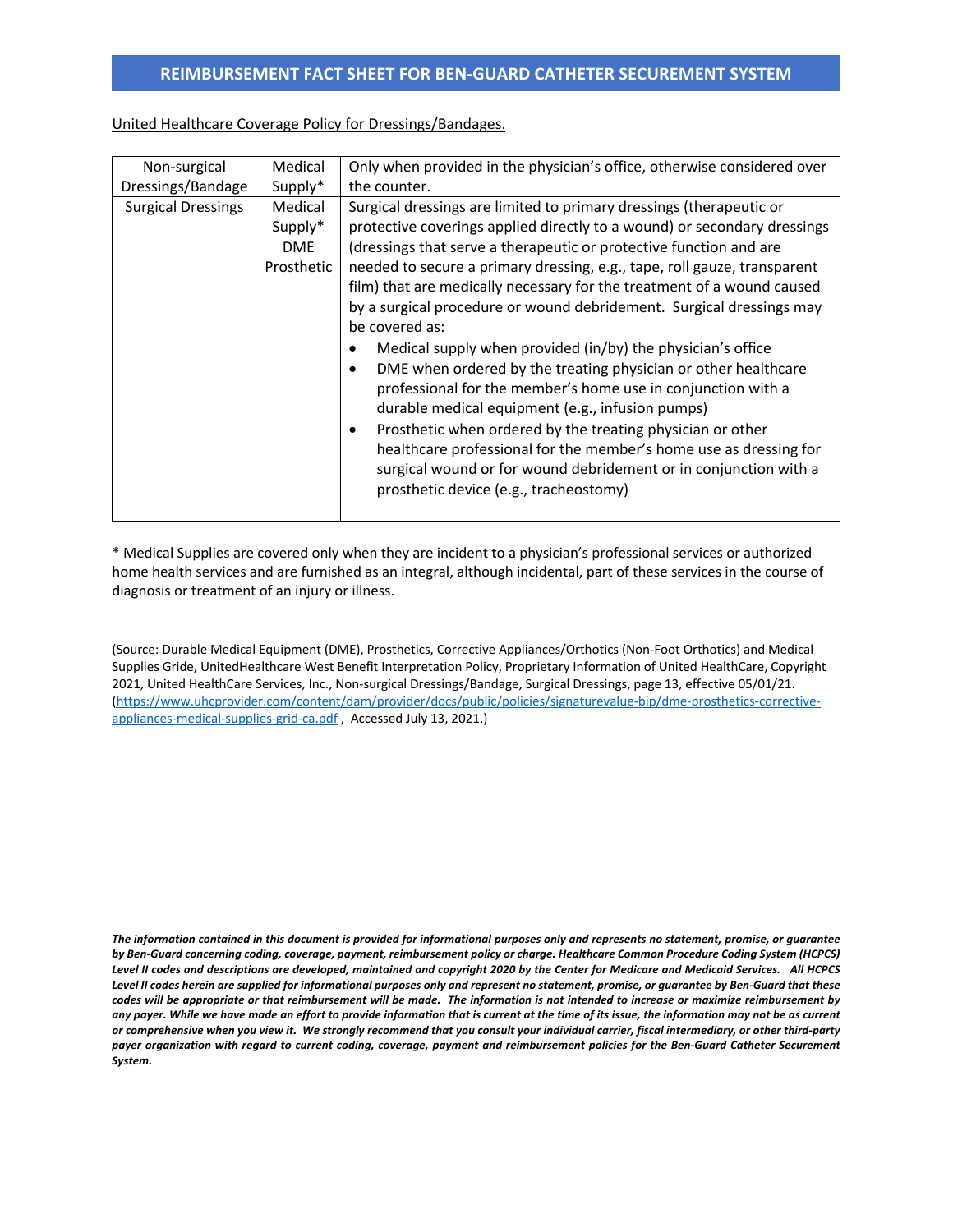## REIMBURSEMENT FACT SHEET FOR BEN-GUARD CATHETER SECUREMENT SYSTEM

United Healthcare Coverage Policy for Dressings/Bandages.

| | | |
|---|---|---|
| Non-surgical Dressings/Bandage | Medical Supply* | Only when provided in the physician's office, otherwise considered over the counter. |
| Surgical Dressings | Medical Supply* DME Prosthetic | Surgical dressings are limited to primary dressings (therapeutic or protective coverings applied directly to a wound) or secondary dressings (dressings that serve a therapeutic or protective function and are needed to secure a primary dressing, e.g., tape, roll gauze, transparent film) that are medically necessary for the treatment of a wound caused by a surgical procedure or wound debridement. Surgical dressings may be covered as: <br>• Medical supply when provided (in/by) the physician's office <br>• DME when ordered by the treating physician or other healthcare professional for the member's home use in conjunction with a durable medical equipment (e.g., infusion pumps) <br>• Prosthetic when ordered by the treating physician or other healthcare professional for the member's home use as dressing for surgical wound or for wound debridement or in conjunction with a prosthetic device (e.g., tracheostomy) |

* Medical Supplies are covered only when they are incident to a physician's professional services or authorized home health services and are furnished as an integral, although incidental, part of these services in the course of diagnosis or treatment of an injury or illness.

(Source: Durable Medical Equipment (DME), Prosthetics, Corrective Appliances/Orthotics (Non-Foot Orthotics) and Medical Supplies Gride, UnitedHealthcare West Benefit Interpretation Policy, Proprietary Information of United HealthCare, Copyright 2021, United HealthCare Services, Inc., Non-surgical Dressings/Bandage, Surgical Dressings, page 13, effective 05/01/21. (https://www.uhcprovider.com/content/dam/provider/docs/public/policies/signaturevalue-bip/dme-prosthetics-corrective-appliances-medical-supplies-grid-ca.pdf , Accessed July 13, 2021.)

***The information contained in this document is provided for informational purposes only and represents no statement, promise, or guarantee by Ben-Guard concerning coding, coverage, payment, reimbursement policy or charge. Healthcare Common Procedure Coding System (HCPCS) Level II codes and descriptions are developed, maintained and copyright 2020 by the Center for Medicare and Medicaid Services. All HCPCS Level II codes herein are supplied for informational purposes only and represent no statement, promise, or guarantee by Ben-Guard that these codes will be appropriate or that reimbursement will be made. The information is not intended to increase or maximize reimbursement by any payer. While we have made an effort to provide information that is current at the time of its issue, the information may not be as current or comprehensive when you view it. We strongly recommend that you consult your individual carrier, fiscal intermediary, or other third-party payer organization with regard to current coding, coverage, payment and reimbursement policies for the Ben-Guard Catheter Securement System.***